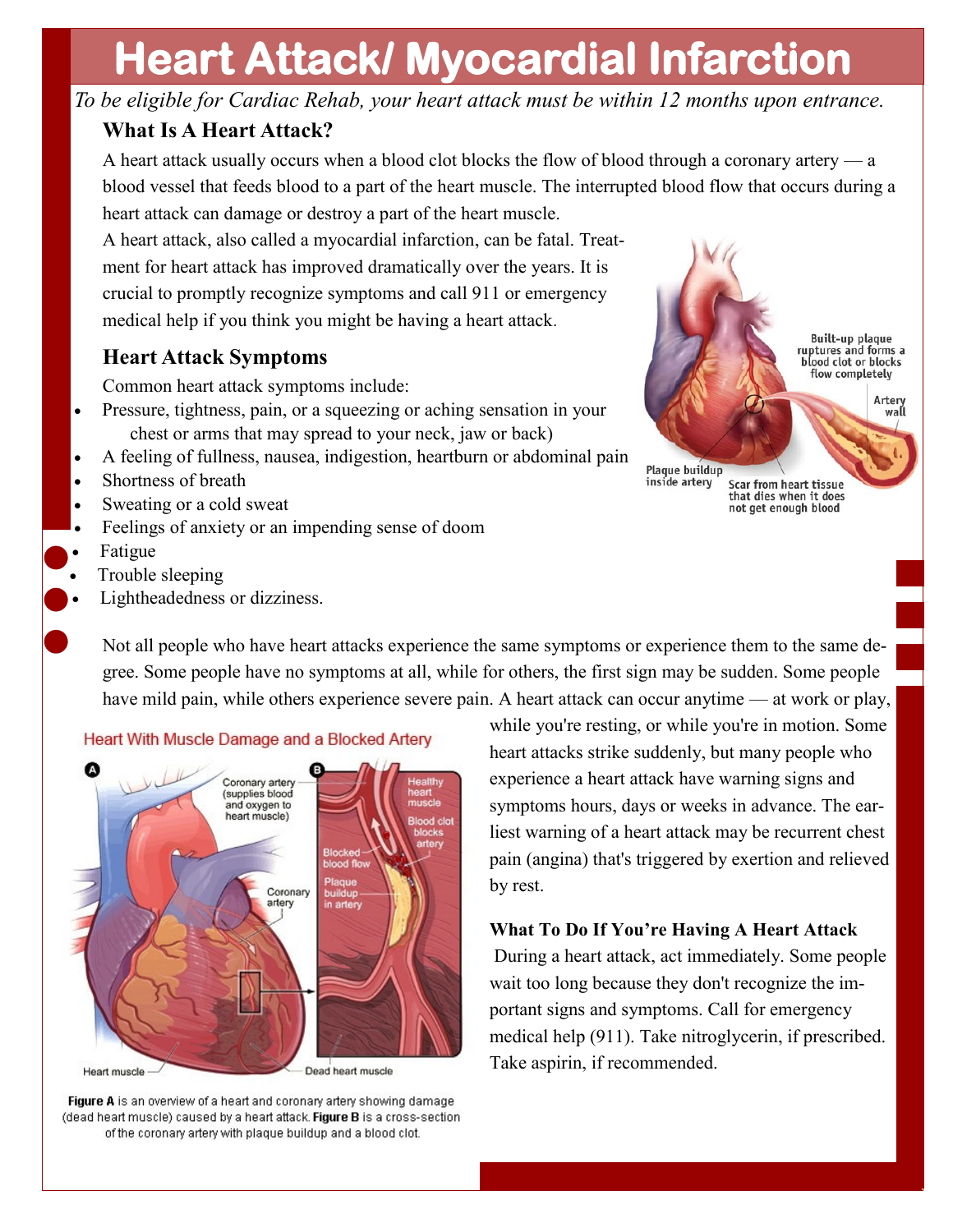# Heart Attack/ Myocardial Infarction

*To be eligible for Cardiac Rehab, your heart attack must be within 12 months upon entrance.*

### What Is A Heart Attack?

A heart attack usually occurs when a blood clot blocks the flow of blood through a coronary artery — a blood vessel that feeds blood to a part of the heart muscle. The interrupted blood flow that occurs during a heart attack can damage or destroy a part of the heart muscle.

A heart attack, also called a myocardial infarction, can be fatal. Treatment for heart attack has improved dramatically over the years. It is crucial to promptly recognize symptoms and call 911 or emergency medical help if you think you might be having a heart attack.

### Heart Attack Symptoms

Common heart attack symptoms include:

- Pressure, tightness, pain, or a squeezing or aching sensation in your chest or arms that may spread to your neck, jaw or back)
- A feeling of fullness, nausea, indigestion, heartburn or abdominal pain
- Shortness of breath
- Sweating or a cold sweat
- Feelings of anxiety or an impending sense of doom
- Fatigue
- Trouble sleeping
- Lightheadedness or dizziness.

Not all people who have heart attacks experience the same symptoms or experience them to the same degree. Some people have no symptoms at all, while for others, the first sign may be sudden. Some people have mild pain, while others experience severe pain. A heart attack can occur anytime — at work or play, while you're resting, or while you're in motion. Some heart attacks strike suddenly, but many people who experience a heart attack have warning signs and symptoms hours, days or weeks in advance. The earliest warning of a heart attack may be recurrent chest pain (angina) that's triggered by exertion and relieved by rest.

**Figure A** is an overview of a heart and coronary artery showing damage (dead heart muscle) caused by a heart attack. **Figure B** is a cross-section of the coronary artery with plaque buildup and a blood clot.

### What To Do If You're Having A Heart Attack

During a heart attack, act immediately. Some people wait too long because they don't recognize the important signs and symptoms. Call for emergency medical help (911). Take nitroglycerin, if prescribed. Take aspirin, if recommended.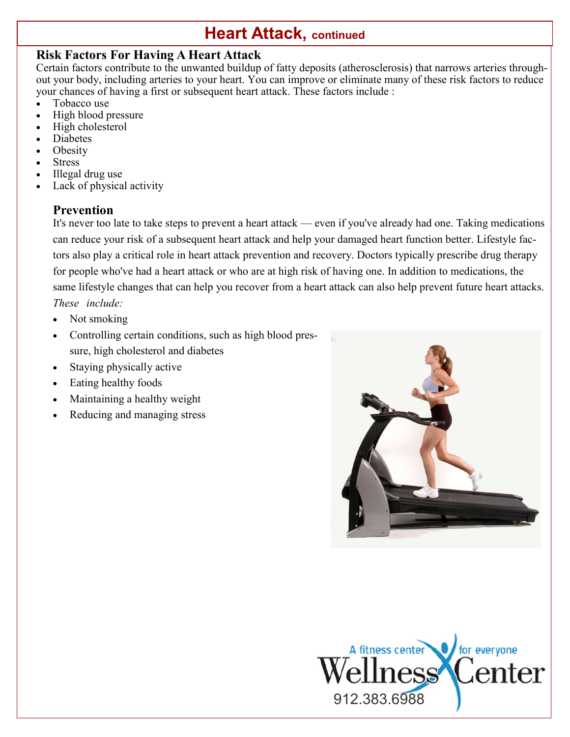# Heart Attack, continued

## Risk Factors For Having A Heart Attack

Certain factors contribute to the unwanted buildup of fatty deposits (atherosclerosis) that narrows arteries throughout your body, including arteries to your heart. You can improve or eliminate many of these risk factors to reduce your chances of having a first or subsequent heart attack. These factors include :

- Tobacco use
- High blood pressure
- High cholesterol
- Diabetes
- Obesity
- Stress
- Illegal drug use
- Lack of physical activity

## Prevention

It's never too late to take steps to prevent a heart attack — even if you've already had one. Taking medications can reduce your risk of a subsequent heart attack and help your damaged heart function better. Lifestyle factors also play a critical role in heart attack prevention and recovery. Doctors typically prescribe drug therapy for people who've had a heart attack or who are at high risk of having one. In addition to medications, the same lifestyle changes that can help you recover from a heart attack can also help prevent future heart attacks. *These include:*

- Not smoking
- Controlling certain conditions, such as high blood pressure, high cholesterol and diabetes
- Staying physically active
- Eating healthy foods
- Maintaining a healthy weight
- Reducing and managing stress

A fitness center for everyone

Wellness Center

912.383.6988